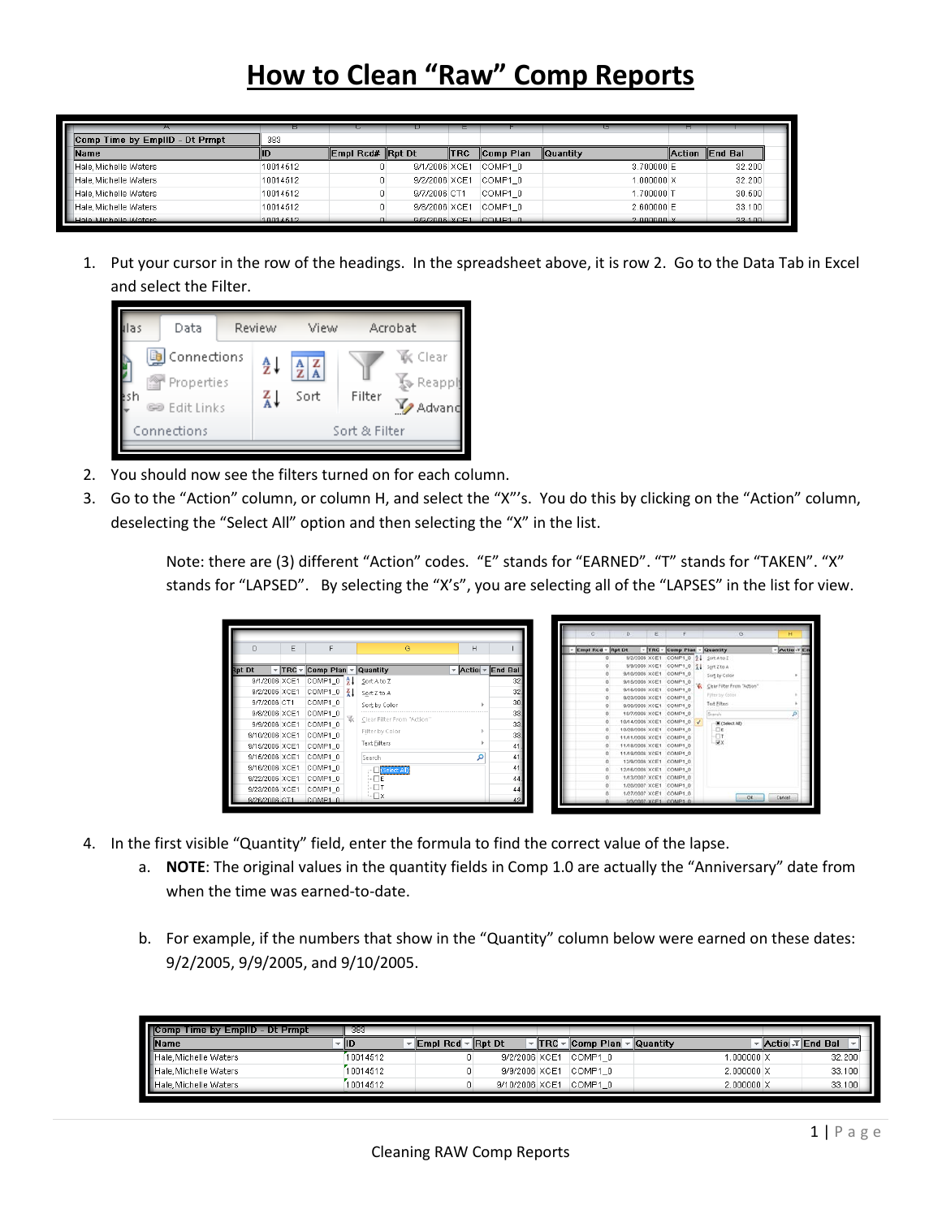# How to Clean "Raw" Comp Reports

| Comp Time by EmplID - Dt Prmpt | 383 | | | | | | | |
|---|---|---|---|---|---|---|---|---|
| Name | ID | Empl Rcd# | Rpt Dt | TRC | Comp Plan | Quantity | Action | End Bal |
| Hale,Michelle Waters | 10014512 | 0 | 9/1/2006 | XCE1 | COMP1_0 | 3.700000 | E | 32.200 |
| Hale,Michelle Waters | 10014512 | 0 | 9/2/2006 | XCE1 | COMP1_0 | 1.000000 | X | 32.200 |
| Hale,Michelle Waters | 10014512 | 0 | 9/7/2006 | CT1 | COMP1_0 | 1.700000 | T | 30.600 |
| Hale,Michelle Waters | 10014512 | 0 | 9/8/2006 | XCE1 | COMP1_0 | 2.600000 | E | 33.100 |

1. Put your cursor in the row of the headings. In the spreadsheet above, it is row 2. Go to the Data Tab in Excel and select the Filter.
2. You should now see the filters turned on for each column.
3. Go to the "Action" column, or column H, and select the "X"'s. You do this by clicking on the "Action" column, deselecting the "Select All" option and then selecting the "X" in the list.

   Note: there are (3) different "Action" codes. "E" stands for "EARNED". "T" stands for "TAKEN". "X" stands for "LAPSED". By selecting the "X's", you are selecting all of the "LAPSES" in the list for view.

4. In the first visible "Quantity" field, enter the formula to find the correct value of the lapse.
   a. **NOTE**: The original values in the quantity fields in Comp 1.0 are actually the "Anniversary" date from when the time was earned-to-date.
   b. For example, if the numbers that show in the "Quantity" column below were earned on these dates: 9/2/2005, 9/9/2005, and 9/10/2005.

| Comp Time by EmplID - Dt Prmpt | 383 | | | | | | | |
|---|---|---|---|---|---|---|---|---|
| Name | ID | Empl Rcd | Rpt Dt | TRC | Comp Plan | Quantity | Actio | End Bal |
| Hale,Michelle Waters | 10014512 | 0 | 9/2/2006 | XCE1 | COMP1_0 | 1.000000 | X | 32.200 |
| Hale,Michelle Waters | 10014512 | 0 | 9/9/2006 | XCE1 | COMP1_0 | 2.000000 | X | 33.100 |
| Hale,Michelle Waters | 10014512 | 0 | 9/10/2006 | XCE1 | COMP1_0 | 2.000000 | X | 33.100 |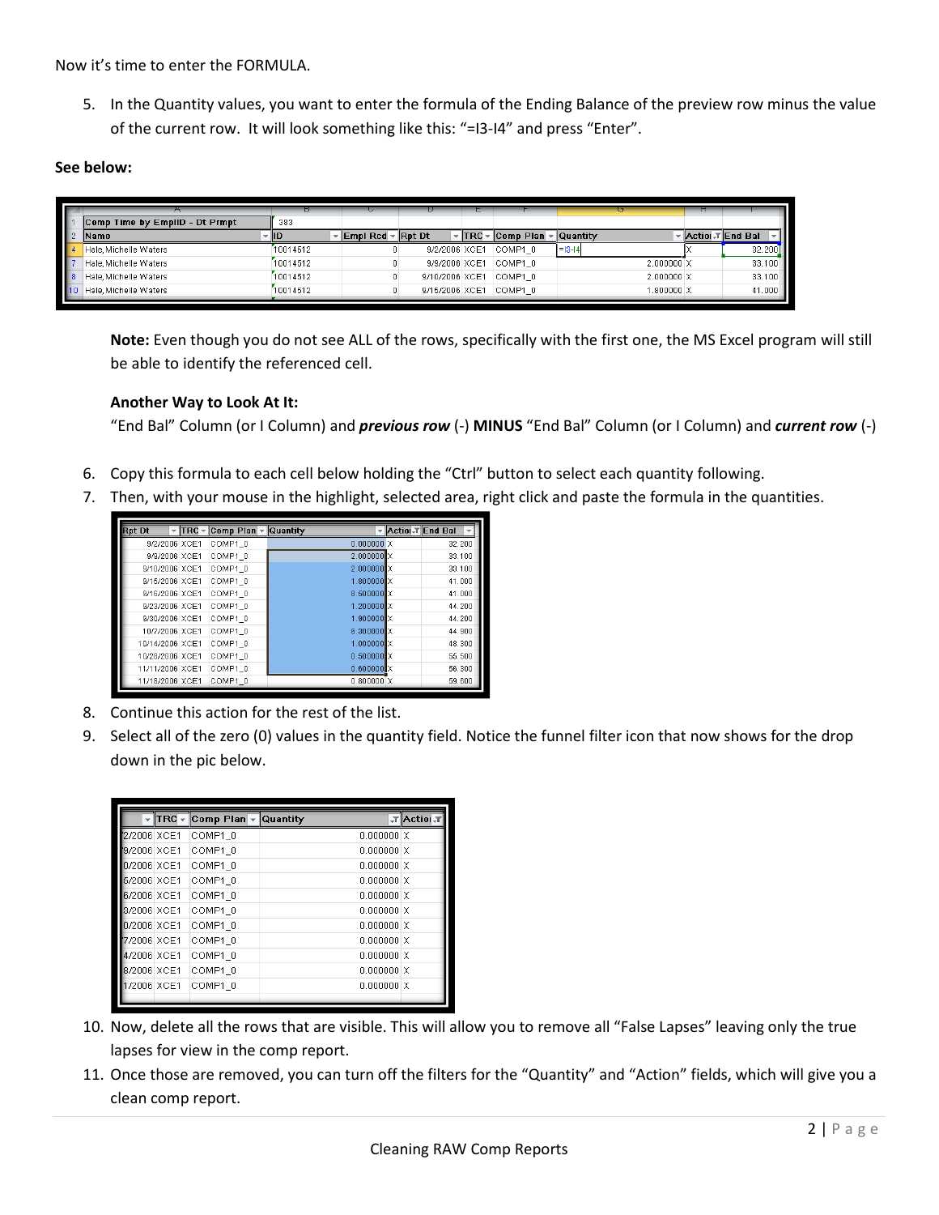Now it's time to enter the FORMULA.

5. In the Quantity values, you want to enter the formula of the Ending Balance of the preview row minus the value of the current row. It will look something like this: "=I3-I4" and press "Enter".

**See below:**

|  | A | B | C | D | E | F | G | H | I |
|---|---|---|---|---|---|---|---|---|---|
| 1 | Comp Time by EmplID - Dt Prmpt | 383 |  |  |  |  |  |  |  |
| 2 | Name | ID | Empl Rcd | Rpt Dt | TRC | Comp Plan | Quantity | Action | End Bal |
| 4 | Hale, Michelle Waters | 10014512 | 0 | 9/2/2006 | XCE1 | COMP1_0 | =I3-I4 | X | 32.200 |
| 7 | Hale, Michelle Waters | 10014512 | 0 | 9/9/2006 | XCE1 | COMP1_0 | 2.000000 | X | 33.100 |
| 8 | Hale, Michelle Waters | 10014512 | 0 | 9/10/2006 | XCE1 | COMP1_0 | 2.000000 | X | 33.100 |
| 10 | Hale, Michelle Waters | 10014512 | 0 | 9/15/2006 | XCE1 | COMP1_0 | 1.800000 | X | 41.000 |

**Note:** Even though you do not see ALL of the rows, specifically with the first one, the MS Excel program will still be able to identify the referenced cell.

**Another Way to Look At It:**

"End Bal" Column (or I Column) and ***previous row*** (-) **MINUS** "End Bal" Column (or I Column) and ***current row*** (-)

6. Copy this formula to each cell below holding the "Ctrl" button to select each quantity following.
7. Then, with your mouse in the highlight, selected area, right click and paste the formula in the quantities.

| Rpt Dt | TRC | Comp Plan | Quantity | Action | End Bal |
|---|---|---|---|---|---|
| 9/2/2006 | XCE1 | COMP1_0 | 0.000000 | X | 32.200 |
| 9/9/2006 | XCE1 | COMP1_0 | 2.000000 | X | 33.100 |
| 9/10/2006 | XCE1 | COMP1_0 | 2.000000 | X | 33.100 |
| 9/15/2006 | XCE1 | COMP1_0 | 1.800000 | X | 41.000 |
| 9/16/2006 | XCE1 | COMP1_0 | 8.500000 | X | 41.000 |
| 9/23/2006 | XCE1 | COMP1_0 | 1.200000 | X | 44.200 |
| 9/30/2006 | XCE1 | COMP1_0 | 1.900000 | X | 44.200 |
| 10/7/2006 | XCE1 | COMP1_0 | 6.300000 | X | 44.900 |
| 10/14/2006 | XCE1 | COMP1_0 | 1.000000 | X | 48.300 |
| 10/28/2006 | XCE1 | COMP1_0 | 0.500000 | X | 56.500 |
| 11/11/2006 | XCE1 | COMP1_0 | 0.600000 | X | 56.300 |
| 11/18/2006 | XCE1 | COMP1_0 | 0.800000 | X | 59.600 |

8. Continue this action for the rest of the list.
9. Select all of the zero (0) values in the quantity field. Notice the funnel filter icon that now shows for the drop down in the pic below.

|  | TRC | Comp Plan | Quantity | Action |
|---|---|---|---|---|
| 2/2006 | XCE1 | COMP1_0 | 0.000000 | X |
| 9/2006 | XCE1 | COMP1_0 | 0.000000 | X |
| 0/2006 | XCE1 | COMP1_0 | 0.000000 | X |
| 5/2006 | XCE1 | COMP1_0 | 0.000000 | X |
| 6/2006 | XCE1 | COMP1_0 | 0.000000 | X |
| 3/2006 | XCE1 | COMP1_0 | 0.000000 | X |
| 0/2006 | XCE1 | COMP1_0 | 0.000000 | X |
| 7/2006 | XCE1 | COMP1_0 | 0.000000 | X |
| 4/2006 | XCE1 | COMP1_0 | 0.000000 | X |
| 8/2006 | XCE1 | COMP1_0 | 0.000000 | X |
| 1/2006 | XCE1 | COMP1_0 | 0.000000 | X |

10. Now, delete all the rows that are visible. This will allow you to remove all "False Lapses" leaving only the true lapses for view in the comp report.
11. Once those are removed, you can turn off the filters for the "Quantity" and "Action" fields, which will give you a clean comp report.